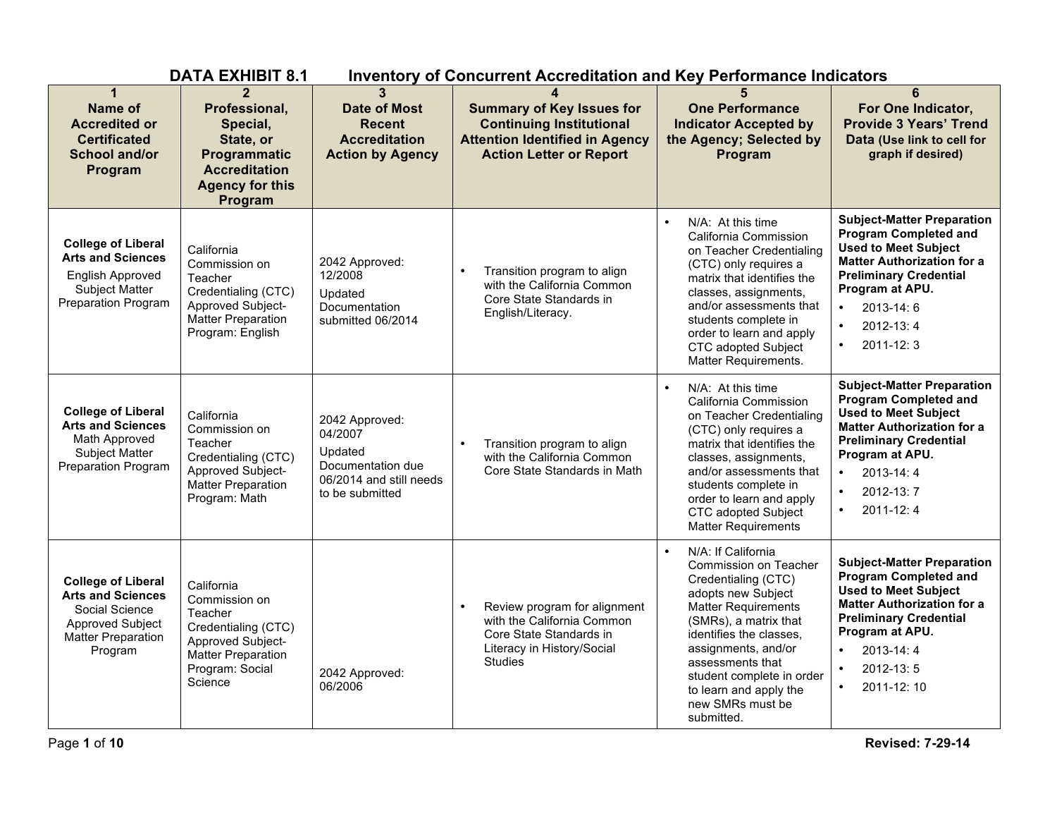# DATA EXHIBIT 8.1 Inventory of Concurrent Accreditation and Key Performance Indicators

| 1<br>Name of Accredited or Certificated School and/or Program | 2<br>Professional, Special, State, or Programmatic Accreditation Agency for this Program | 3<br>Date of Most Recent Accreditation Action by Agency | 4<br>Summary of Key Issues for Continuing Institutional Attention Identified in Agency Action Letter or Report | 5<br>One Performance Indicator Accepted by the Agency; Selected by Program | 6<br>For One Indicator, Provide 3 Years' Trend Data (Use link to cell for graph if desired) |
|---|---|---|---|---|---|
| **College of Liberal Arts and Sciences**<br>English Approved Subject Matter Preparation Program | California Commission on Teacher Credentialing (CTC) Approved Subject-Matter Preparation Program: English | 2042 Approved: 12/2008<br>Updated Documentation submitted 06/2014 | • Transition program to align with the California Common Core State Standards in English/Literacy. | • N/A: At this time California Commission on Teacher Credentialing (CTC) only requires a matrix that identifies the classes, assignments, and/or assessments that students complete in order to learn and apply CTC adopted Subject Matter Requirements. | **Subject-Matter Preparation Program Completed and Used to Meet Subject Matter Authorization for a Preliminary Credential Program at APU.**<br>• 2013-14: 6<br>• 2012-13: 4<br>• 2011-12: 3 |
| **College of Liberal Arts and Sciences**<br>Math Approved Subject Matter Preparation Program | California Commission on Teacher Credentialing (CTC) Approved Subject-Matter Preparation Program: Math | 2042 Approved: 04/2007<br>Updated Documentation due 06/2014 and still needs to be submitted | • Transition program to align with the California Common Core State Standards in Math | • N/A: At this time California Commission on Teacher Credentialing (CTC) only requires a matrix that identifies the classes, assignments, and/or assessments that students complete in order to learn and apply CTC adopted Subject Matter Requirements | **Subject-Matter Preparation Program Completed and Used to Meet Subject Matter Authorization for a Preliminary Credential Program at APU.**<br>• 2013-14: 4<br>• 2012-13: 7<br>• 2011-12: 4 |
| **College of Liberal Arts and Sciences**<br>Social Science Approved Subject Matter Preparation Program | California Commission on Teacher Credentialing (CTC) Approved Subject-Matter Preparation Program: Social Science | 2042 Approved: 06/2006 | • Review program for alignment with the California Common Core State Standards in Literacy in History/Social Studies | • N/A: If California Commission on Teacher Credentialing (CTC) adopts new Subject Matter Requirements (SMRs), a matrix that identifies the classes, assignments, and/or assessments that student complete in order to learn and apply the new SMRs must be submitted. | **Subject-Matter Preparation Program Completed and Used to Meet Subject Matter Authorization for a Preliminary Credential Program at APU.**<br>• 2013-14: 4<br>• 2012-13: 5<br>• 2011-12: 10 |

Revised: 7-29-14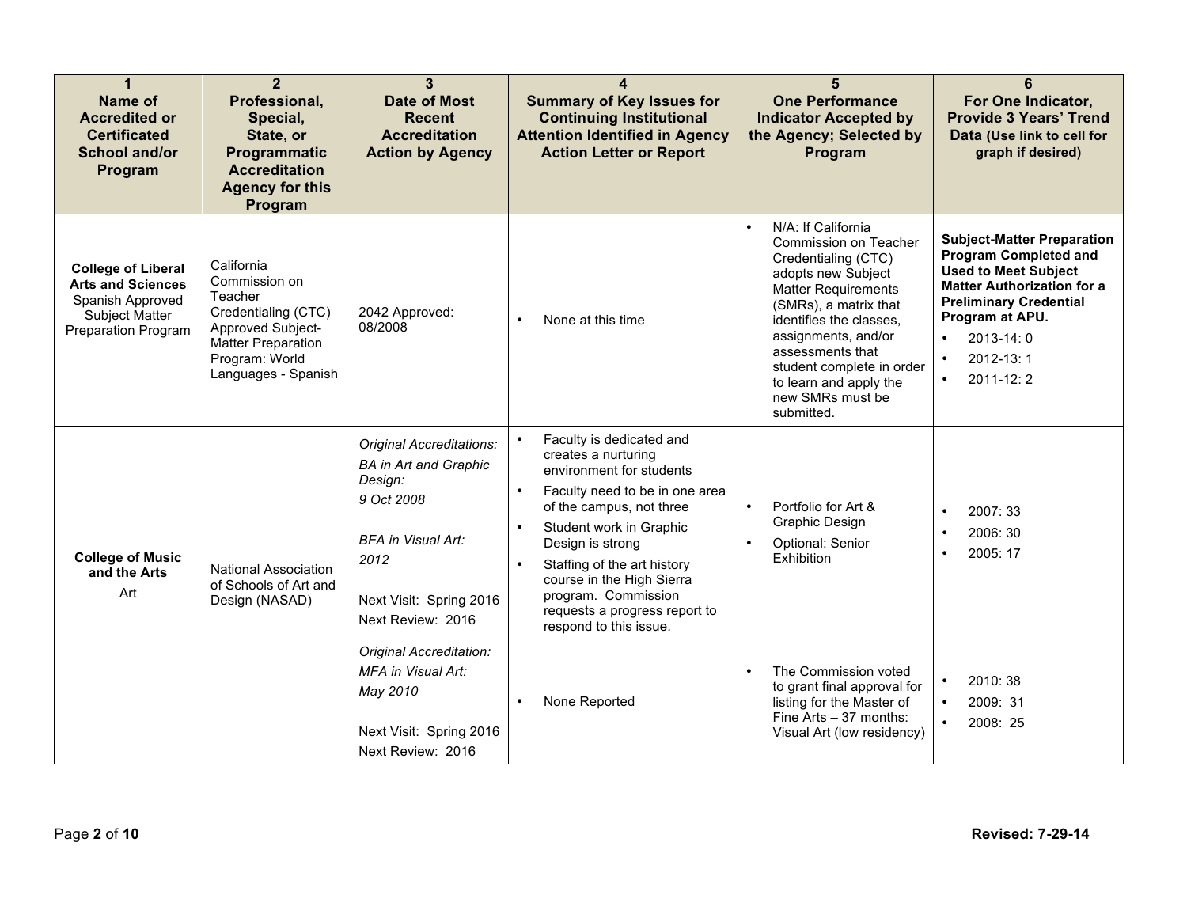| 1<br>Name of Accredited or Certificated School and/or Program | 2<br>Professional, Special, State, or Programmatic Accreditation Agency for this Program | 3<br>Date of Most Recent Accreditation Action by Agency | 4<br>Summary of Key Issues for Continuing Institutional Attention Identified in Agency Action Letter or Report | 5<br>One Performance Indicator Accepted by the Agency; Selected by Program | 6<br>For One Indicator, Provide 3 Years' Trend Data (Use link to cell for graph if desired) |
|---|---|---|---|---|---|
| **College of Liberal Arts and Sciences**<br>Spanish Approved Subject Matter Preparation Program | California Commission on Teacher Credentialing (CTC) Approved Subject-Matter Preparation Program: World Languages - Spanish | 2042 Approved: 08/2008 | • None at this time | • N/A: If California Commission on Teacher Credentialing (CTC) adopts new Subject Matter Requirements (SMRs), a matrix that identifies the classes, assignments, and/or assessments that student complete in order to learn and apply the new SMRs must be submitted. | **Subject-Matter Preparation Program Completed and Used to Meet Subject Matter Authorization for a Preliminary Credential Program at APU.**<br>• 2013-14: 0<br>• 2012-13: 1<br>• 2011-12: 2 |
| **College of Music and the Arts**<br>Art | National Association of Schools of Art and Design (NASAD) | *Original Accreditations:*<br>*BA in Art and Graphic Design:*<br>*9 Oct 2008*<br><br>*BFA in Visual Art:*<br>*2012*<br><br>Next Visit: Spring 2016<br>Next Review: 2016 | • Faculty is dedicated and creates a nurturing environment for students<br>• Faculty need to be in one area of the campus, not three<br>• Student work in Graphic Design is strong<br>• Staffing of the art history course in the High Sierra program. Commission requests a progress report to respond to this issue. | • Portfolio for Art & Graphic Design<br>• Optional: Senior Exhibition | • 2007: 33<br>• 2006: 30<br>• 2005: 17 |
| | | *Original Accreditation:*<br>*MFA in Visual Art:*<br>*May 2010*<br><br>Next Visit: Spring 2016<br>Next Review: 2016 | • None Reported | • The Commission voted to grant final approval for listing for the Master of Fine Arts – 37 months: Visual Art (low residency) | • 2010: 38<br>• 2009: 31<br>• 2008: 25 |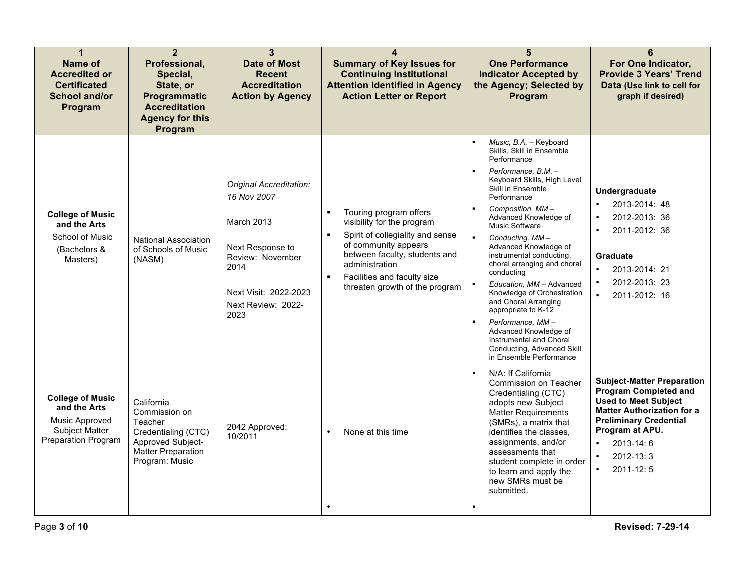| 1<br>Name of Accredited or Certificated School and/or Program | 2<br>Professional, Special, State, or Programmatic Accreditation Agency for this Program | 3<br>Date of Most Recent Accreditation Action by Agency | 4<br>Summary of Key Issues for Continuing Institutional Attention Identified in Agency Action Letter or Report | 5<br>One Performance Indicator Accepted by the Agency; Selected by Program | 6<br>For One Indicator, Provide 3 Years' Trend Data (Use link to cell for graph if desired) |
|---|---|---|---|---|---|
| **College of Music and the Arts**<br>School of Music<br>(Bachelors & Masters) | National Association of Schools of Music (NASM) | *Original Accreditation: 16 Nov 2007*<br><br>March 2013<br><br>Next Response to Review: November 2014<br><br>Next Visit: 2022-2023<br>Next Review: 2022-2023 | ▪ Touring program offers visibility for the program<br>▪ Spirit of collegiality and sense of community appears between faculty, students and administration<br>▪ Facilities and faculty size threaten growth of the program | ▪ *Music, B.A.* – Keyboard Skills, Skill in Ensemble Performance<br>▪ *Performance, B.M.* – Keyboard Skills, High Level Skill in Ensemble Performance<br>▪ *Composition, MM* – Advanced Knowledge of Music Software<br>▪ *Conducting, MM* – Advanced Knowledge of instrumental conducting, choral arranging and choral conducting<br>▪ *Education, MM* – Advanced Knowledge of Orchestration and Choral Arranging appropriate to K-12<br>▪ *Performance, MM* – Advanced Knowledge of Instrumental and Choral Conducting, Advanced Skill in Ensemble Performance | **Undergraduate**<br>• 2013-2014: 48<br>• 2012-2013: 36<br>• 2011-2012: 36<br><br>**Graduate**<br>• 2013-2014: 21<br>• 2012-2013: 23<br>• 2011-2012: 16 |
| **College of Music and the Arts**<br>Music Approved Subject Matter Preparation Program | California Commission on Teacher Credentialing (CTC) Approved Subject-Matter Preparation Program: Music | 2042 Approved: 10/2011 | • None at this time | • N/A: If California Commission on Teacher Credentialing (CTC) adopts new Subject Matter Requirements (SMRs), a matrix that identifies the classes, assignments, and/or assessments that student complete in order to learn and apply the new SMRs must be submitted. | **Subject-Matter Preparation Program Completed and Used to Meet Subject Matter Authorization for a Preliminary Credential Program at APU.**<br>• 2013-14: 6<br>• 2012-13: 3<br>• 2011-12: 5 |
| | | | • | • | |

Revised: 7-29-14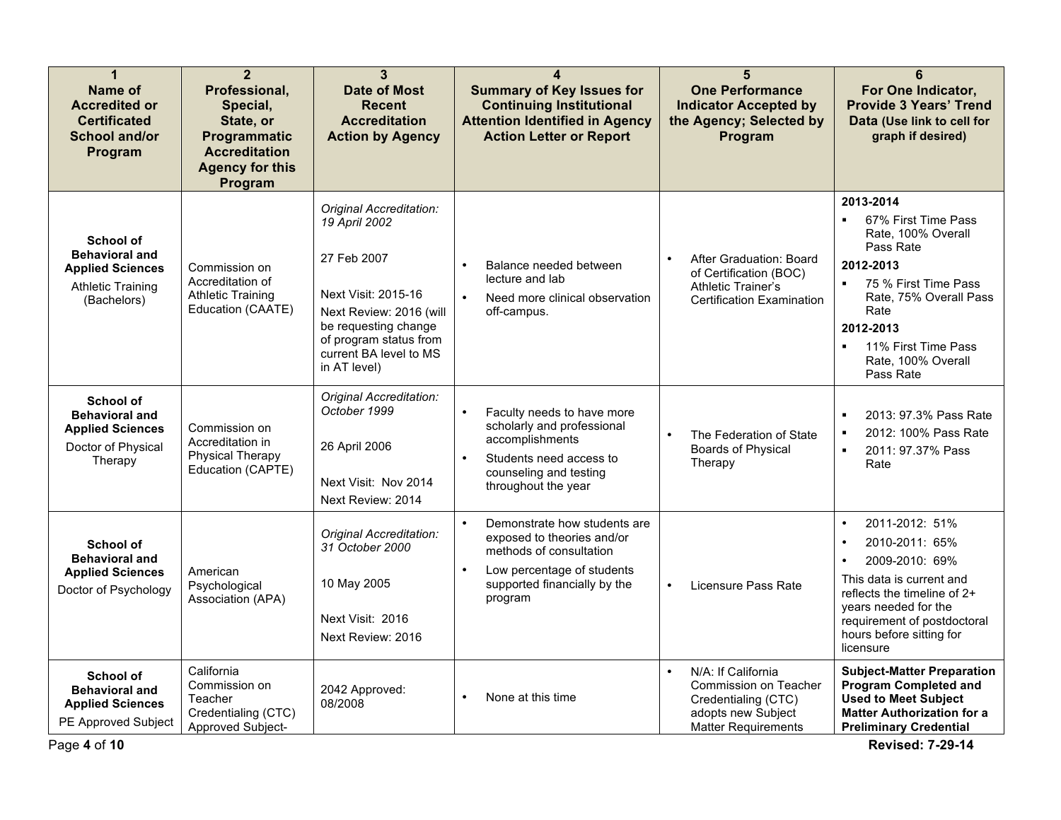| 1<br>Name of Accredited or Certificated School and/or Program | 2<br>Professional, Special, State, or Programmatic Accreditation Agency for this Program | 3<br>Date of Most Recent Accreditation Action by Agency | 4<br>Summary of Key Issues for Continuing Institutional Attention Identified in Agency Action Letter or Report | 5<br>One Performance Indicator Accepted by the Agency; Selected by Program | 6<br>For One Indicator, Provide 3 Years' Trend Data (Use link to cell for graph if desired) |
|---|---|---|---|---|---|
| **School of Behavioral and Applied Sciences**<br>Athletic Training (Bachelors) | Commission on Accreditation of Athletic Training Education (CAATE) | *Original Accreditation: 19 April 2002*<br><br>27 Feb 2007<br><br>Next Visit: 2015-16<br>Next Review: 2016 (will be requesting change of program status from current BA level to MS in AT level) | • Balance needed between lecture and lab<br>• Need more clinical observation off-campus. | • After Graduation: Board of Certification (BOC) Athletic Trainer's Certification Examination | **2013-2014**<br>▪ 67% First Time Pass Rate, 100% Overall Pass Rate<br>**2012-2013**<br>▪ 75 % First Time Pass Rate, 75% Overall Pass Rate<br>**2012-2013**<br>▪ 11% First Time Pass Rate, 100% Overall Pass Rate |
| **School of Behavioral and Applied Sciences**<br>Doctor of Physical Therapy | Commission on Accreditation in Physical Therapy Education (CAPTE) | *Original Accreditation: October 1999*<br><br>26 April 2006<br><br>Next Visit: Nov 2014<br>Next Review: 2014 | • Faculty needs to have more scholarly and professional accomplishments<br>• Students need access to counseling and testing throughout the year | • The Federation of State Boards of Physical Therapy | ▪ 2013: 97.3% Pass Rate<br>▪ 2012: 100% Pass Rate<br>▪ 2011: 97.37% Pass Rate |
| **School of Behavioral and Applied Sciences**<br>Doctor of Psychology | American Psychological Association (APA) | *Original Accreditation: 31 October 2000*<br><br>10 May 2005<br><br>Next Visit: 2016<br>Next Review: 2016 | • Demonstrate how students are exposed to theories and/or methods of consultation<br>• Low percentage of students supported financially by the program | • Licensure Pass Rate | • 2011-2012: 51%<br>• 2010-2011: 65%<br>• 2009-2010: 69%<br>This data is current and reflects the timeline of 2+ years needed for the requirement of postdoctoral hours before sitting for licensure |
| **School of Behavioral and Applied Sciences**<br>PE Approved Subject | California Commission on Teacher Credentialing (CTC) Approved Subject- | 2042 Approved: 08/2008 | • None at this time | • N/A: If California Commission on Teacher Credentialing (CTC) adopts new Subject Matter Requirements | **Subject-Matter Preparation Program Completed and Used to Meet Subject Matter Authorization for a Preliminary Credential** |

Revised: 7-29-14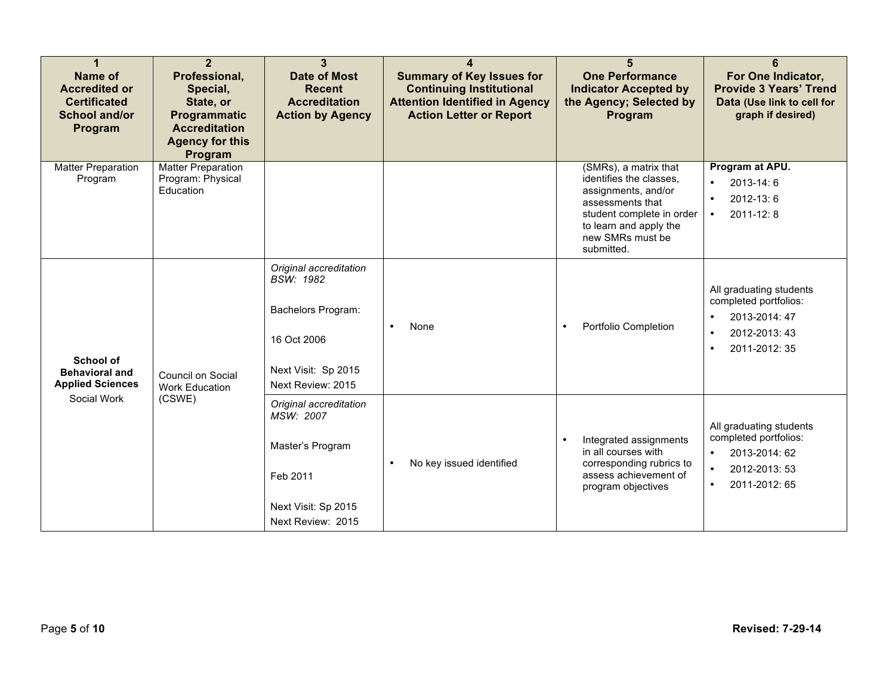| 1<br>Name of Accredited or Certificated School and/or Program | 2<br>Professional, Special, State, or Programmatic Accreditation Agency for this Program | 3<br>Date of Most Recent Accreditation Action by Agency | 4<br>Summary of Key Issues for Continuing Institutional Attention Identified in Agency Action Letter or Report | 5<br>One Performance Indicator Accepted by the Agency; Selected by Program | 6<br>For One Indicator, Provide 3 Years' Trend Data (Use link to cell for graph if desired) |
|---|---|---|---|---|---|
| Matter Preparation Program | Matter Preparation Program: Physical Education | | | (SMRs), a matrix that identifies the classes, assignments, and/or assessments that student complete in order to learn and apply the new SMRs must be submitted. | **Program at APU.**<br>• 2013-14: 6<br>• 2012-13: 6<br>• 2011-12: 8 |
| **School of Behavioral and Applied Sciences**<br>Social Work | Council on Social Work Education (CSWE) | *Original accreditation BSW: 1982*<br>Bachelors Program:<br>16 Oct 2006<br>Next Visit: Sp 2015<br>Next Review: 2015 | • None | • Portfolio Completion | All graduating students completed portfolios:<br>• 2013-2014: 47<br>• 2012-2013: 43<br>• 2011-2012: 35 |
| | | *Original accreditation MSW: 2007*<br>Master's Program<br>Feb 2011<br>Next Visit: Sp 2015<br>Next Review: 2015 | • No key issued identified | • Integrated assignments in all courses with corresponding rubrics to assess achievement of program objectives | All graduating students completed portfolios:<br>• 2013-2014: 62<br>• 2012-2013: 53<br>• 2011-2012: 65 |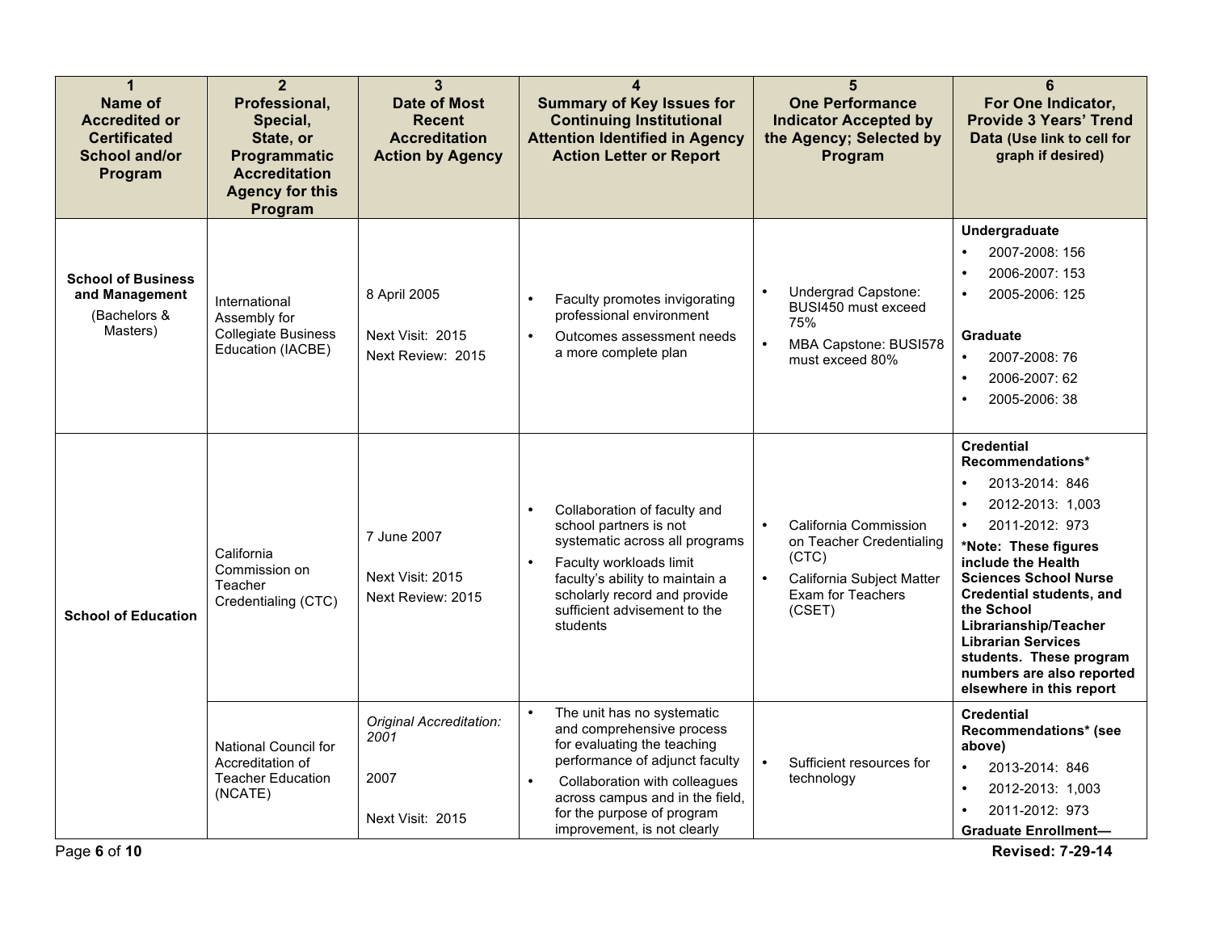| 1<br>Name of Accredited or Certificated School and/or Program | 2<br>Professional, Special, State, or Programmatic Accreditation Agency for this Program | 3<br>Date of Most Recent Accreditation Action by Agency | 4<br>Summary of Key Issues for Continuing Institutional Attention Identified in Agency Action Letter or Report | 5<br>One Performance Indicator Accepted by the Agency; Selected by Program | 6<br>For One Indicator, Provide 3 Years' Trend Data (Use link to cell for graph if desired) |
|---|---|---|---|---|---|
| **School of Business and Management**<br>(Bachelors & Masters) | International Assembly for Collegiate Business Education (IACBE) | 8 April 2005<br><br>Next Visit: 2015<br>Next Review: 2015 | • Faculty promotes invigorating professional environment<br>• Outcomes assessment needs a more complete plan | • Undergrad Capstone: BUSI450 must exceed 75%<br>• MBA Capstone: BUSI578 must exceed 80% | **Undergraduate**<br>• 2007-2008: 156<br>• 2006-2007: 153<br>• 2005-2006: 125<br><br>**Graduate**<br>• 2007-2008: 76<br>• 2006-2007: 62<br>• 2005-2006: 38 |
| **School of Education** | California Commission on Teacher Credentialing (CTC) | 7 June 2007<br><br>Next Visit: 2015<br>Next Review: 2015 | • Collaboration of faculty and school partners is not systematic across all programs<br>• Faculty workloads limit faculty's ability to maintain a scholarly record and provide sufficient advisement to the students | • California Commission on Teacher Credentialing (CTC)<br>• California Subject Matter Exam for Teachers (CSET) | **Credential Recommendations***<br>• 2013-2014: 846<br>• 2012-2013: 1,003<br>• 2011-2012: 973<br>***Note: These figures include the Health Sciences School Nurse Credential students, and the School Librarianship/Teacher Librarian Services students. These program numbers are also reported elsewhere in this report** |
| | National Council for Accreditation of Teacher Education (NCATE) | *Original Accreditation: 2001*<br><br>2007<br><br>Next Visit: 2015 | • The unit has no systematic and comprehensive process for evaluating the teaching performance of adjunct faculty<br>• Collaboration with colleagues across campus and in the field, for the purpose of program improvement, is not clearly | • Sufficient resources for technology | **Credential Recommendations* (see above)**<br>• 2013-2014: 846<br>• 2012-2013: 1,003<br>• 2011-2012: 973<br>**Graduate Enrollment—** |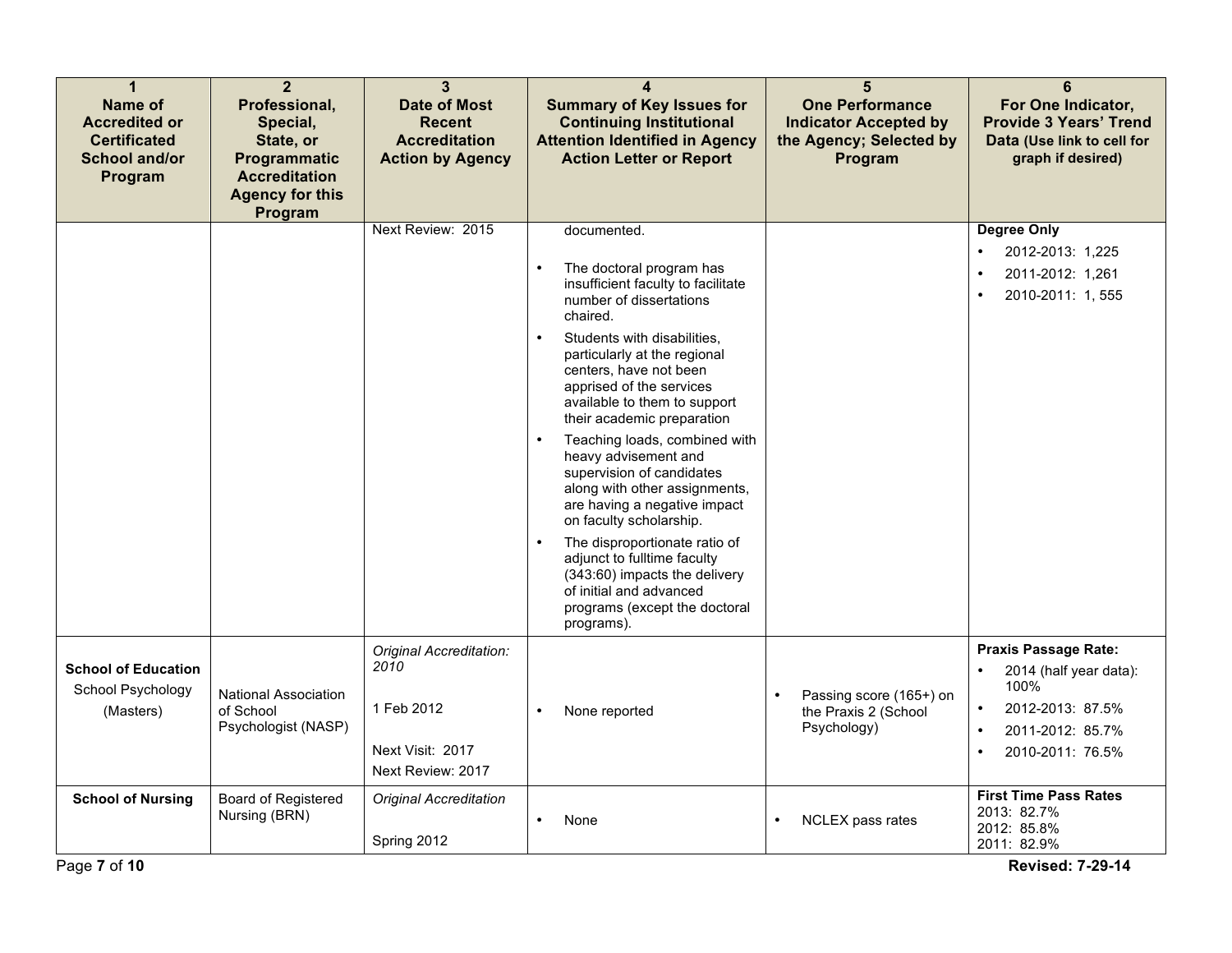| 1 Name of Accredited or Certificated School and/or Program | 2 Professional, Special, State, or Programmatic Accreditation Agency for this Program | 3 Date of Most Recent Accreditation Action by Agency | 4 Summary of Key Issues for Continuing Institutional Attention Identified in Agency Action Letter or Report | 5 One Performance Indicator Accepted by the Agency; Selected by Program | 6 For One Indicator, Provide 3 Years' Trend Data (Use link to cell for graph if desired) |
|---|---|---|---|---|---|
| | | Next Review: 2015 | documented.<br>• The doctoral program has insufficient faculty to facilitate number of dissertations chaired.<br>• Students with disabilities, particularly at the regional centers, have not been apprised of the services available to them to support their academic preparation<br>• Teaching loads, combined with heavy advisement and supervision of candidates along with other assignments, are having a negative impact on faculty scholarship.<br>• The disproportionate ratio of adjunct to fulltime faculty (343:60) impacts the delivery of initial and advanced programs (except the doctoral programs). | | **Degree Only**<br>• 2012-2013: 1,225<br>• 2011-2012: 1,261<br>• 2010-2011: 1, 555 |
| **School of Education**<br>School Psychology<br>(Masters) | National Association of School Psychologist (NASP) | *Original Accreditation: 2010*<br>1 Feb 2012<br>Next Visit: 2017<br>Next Review: 2017 | • None reported | • Passing score (165+) on the Praxis 2 (School Psychology) | **Praxis Passage Rate:**<br>• 2014 (half year data): 100%<br>• 2012-2013: 87.5%<br>• 2011-2012: 85.7%<br>• 2010-2011: 76.5% |
| **School of Nursing** | Board of Registered Nursing (BRN) | *Original Accreditation*<br>Spring 2012 | • None | • NCLEX pass rates | **First Time Pass Rates**<br>2013: 82.7%<br>2012: 85.8%<br>2011: 82.9% |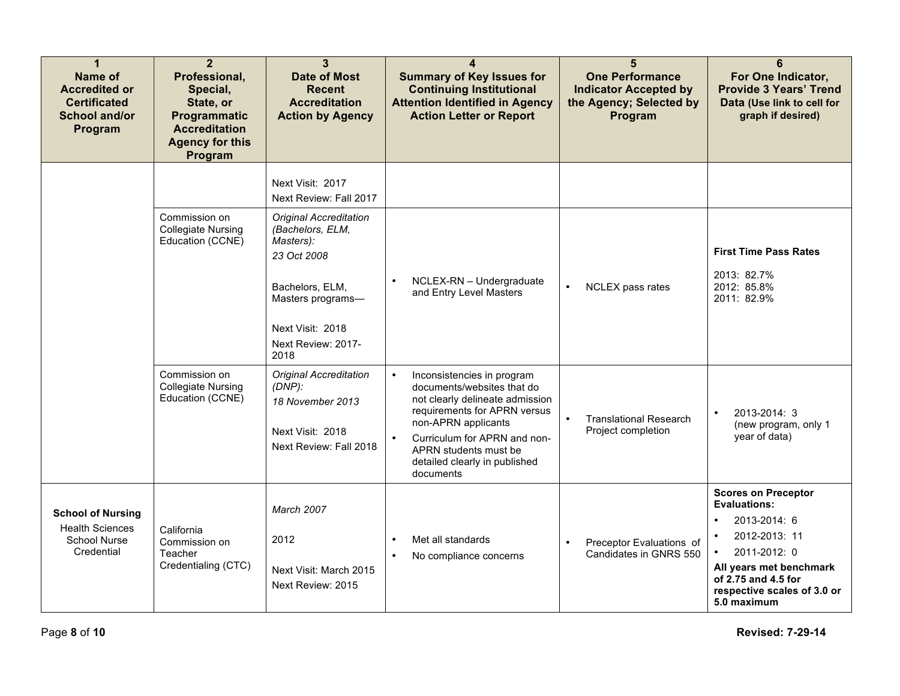| 1<br>Name of Accredited or Certificated School and/or Program | 2<br>Professional, Special, State, or Programmatic Accreditation Agency for this Program | 3<br>Date of Most Recent Accreditation Action by Agency | 4<br>Summary of Key Issues for Continuing Institutional Attention Identified in Agency Action Letter or Report | 5<br>One Performance Indicator Accepted by the Agency; Selected by Program | 6<br>For One Indicator, Provide 3 Years' Trend Data (Use link to cell for graph if desired) |
|---|---|---|---|---|---|
| | | Next Visit: 2017<br>Next Review: Fall 2017 | | | |
| | Commission on Collegiate Nursing Education (CCNE) | *Original Accreditation (Bachelors, ELM, Masters):*<br>*23 Oct 2008*<br><br>Bachelors, ELM, Masters programs—<br><br>Next Visit: 2018<br>Next Review: 2017-2018 | • NCLEX-RN – Undergraduate and Entry Level Masters | • NCLEX pass rates | **First Time Pass Rates**<br><br>2013: 82.7%<br>2012: 85.8%<br>2011: 82.9% |
| | Commission on Collegiate Nursing Education (CCNE) | *Original Accreditation (DNP):*<br>*18 November 2013*<br><br>Next Visit: 2018<br>Next Review: Fall 2018 | • Inconsistencies in program documents/websites that do not clearly delineate admission requirements for APRN versus non-APRN applicants<br>• Curriculum for APRN and non-APRN students must be detailed clearly in published documents | • Translational Research Project completion | • 2013-2014: 3 (new program, only 1 year of data) |
| **School of Nursing**<br>Health Sciences School Nurse Credential | California Commission on Teacher Credentialing (CTC) | *March 2007*<br><br>2012<br><br>Next Visit: March 2015<br>Next Review: 2015 | • Met all standards<br>• No compliance concerns | • Preceptor Evaluations of Candidates in GNRS 550 | **Scores on Preceptor Evaluations:**<br>• 2013-2014: 6<br>• 2012-2013: 11<br>• 2011-2012: 0<br>**All years met benchmark of 2.75 and 4.5 for respective scales of 3.0 or 5.0 maximum** |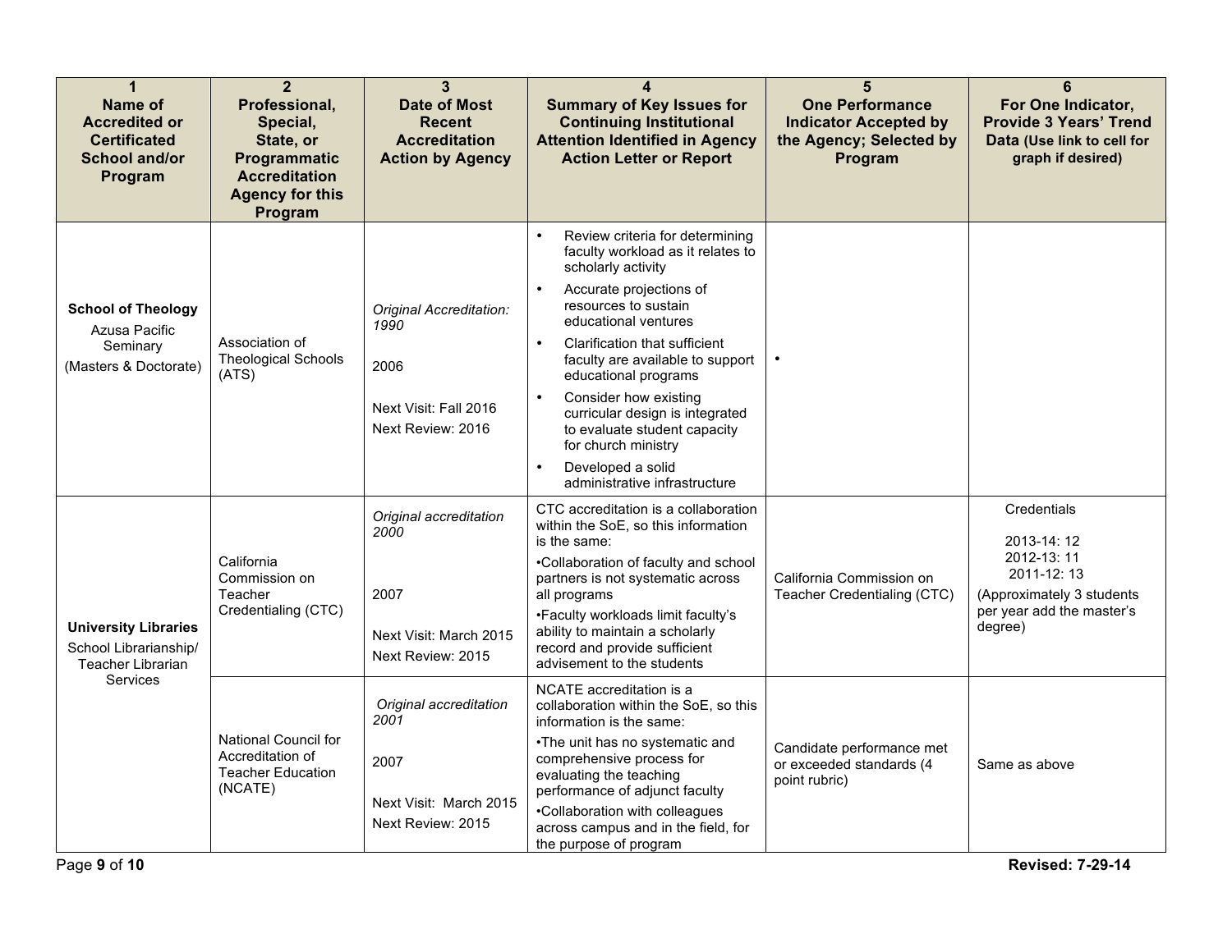| 1<br>Name of Accredited or Certificated School and/or Program | 2<br>Professional, Special, State, or Programmatic Accreditation Agency for this Program | 3<br>Date of Most Recent Accreditation Action by Agency | 4<br>Summary of Key Issues for Continuing Institutional Attention Identified in Agency Action Letter or Report | 5<br>One Performance Indicator Accepted by the Agency; Selected by Program | 6<br>For One Indicator, Provide 3 Years' Trend Data (Use link to cell for graph if desired) |
|---|---|---|---|---|---|
| **School of Theology**<br>Azusa Pacific Seminary<br>(Masters & Doctorate) | Association of Theological Schools (ATS) | *Original Accreditation: 1990*<br>2006<br>Next Visit: Fall 2016<br>Next Review: 2016 | • Review criteria for determining faculty workload as it relates to scholarly activity<br>• Accurate projections of resources to sustain educational ventures<br>• Clarification that sufficient faculty are available to support educational programs<br>• Consider how existing curricular design is integrated to evaluate student capacity for church ministry<br>• Developed a solid administrative infrastructure | • | |
| **University Libraries**<br>School Librarianship/ Teacher Librarian Services | California Commission on Teacher Credentialing (CTC) | *Original accreditation 2000*<br>2007<br>Next Visit: March 2015<br>Next Review: 2015 | CTC accreditation is a collaboration within the SoE, so this information is the same:<br>•Collaboration of faculty and school partners is not systematic across all programs<br>•Faculty workloads limit faculty's ability to maintain a scholarly record and provide sufficient advisement to the students | California Commission on Teacher Credentialing (CTC) | Credentials<br>2013-14: 12<br>2012-13: 11<br>2011-12: 13<br>(Approximately 3 students per year add the master's degree) |
| | National Council for Accreditation of Teacher Education (NCATE) | *Original accreditation 2001*<br>2007<br>Next Visit: March 2015<br>Next Review: 2015 | NCATE accreditation is a collaboration within the SoE, so this information is the same:<br>•The unit has no systematic and comprehensive process for evaluating the teaching performance of adjunct faculty<br>•Collaboration with colleagues across campus and in the field, for the purpose of program | Candidate performance met or exceeded standards (4 point rubric) | Same as above |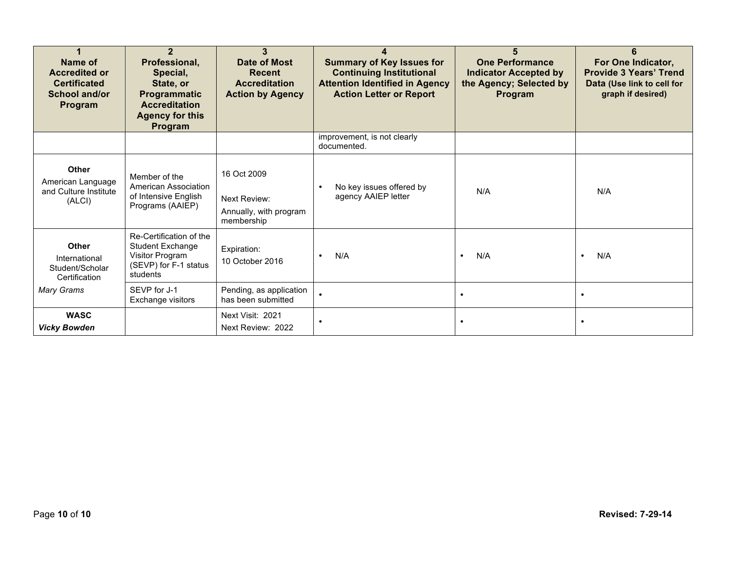| 1<br>Name of Accredited or Certificated School and/or Program | 2<br>Professional, Special, State, or Programmatic Accreditation Agency for this Program | 3<br>Date of Most Recent Accreditation Action by Agency | 4<br>Summary of Key Issues for Continuing Institutional Attention Identified in Agency Action Letter or Report | 5<br>One Performance Indicator Accepted by the Agency; Selected by Program | 6<br>For One Indicator, Provide 3 Years' Trend Data (Use link to cell for graph if desired) |
|---|---|---|---|---|---|
| | | | improvement, is not clearly documented. | | |
| **Other**<br>American Language and Culture Institute (ALCI) | Member of the American Association of Intensive English Programs (AAIEP) | 16 Oct 2009<br><br>Next Review:<br>Annually, with program membership | • No key issues offered by agency AAIEP letter | N/A | N/A |
| **Other**<br>International Student/Scholar Certification<br><br>*Mary Grams* | Re-Certification of the Student Exchange Visitor Program (SEVP) for F-1 status students | Expiration:<br>10 October 2016 | • N/A | • N/A | • N/A |
| | SEVP for J-1 Exchange visitors | Pending, as application has been submitted | • | • | • |
| **WASC**<br>***Vicky Bowden*** | | Next Visit: 2021<br>Next Review: 2022 | • | • | • |

Revised: 7-29-14